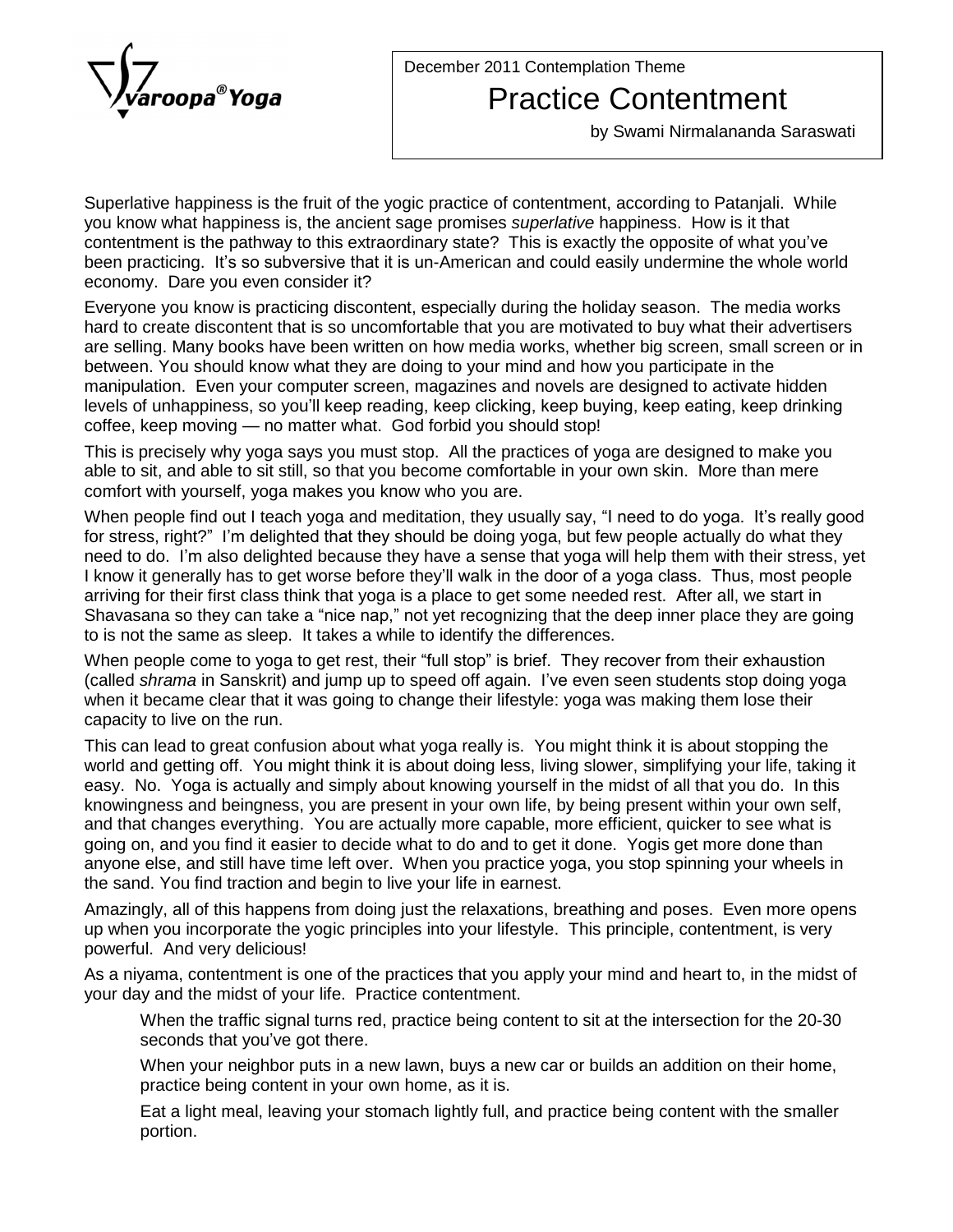Svaroopa® Yoga

December 2011 Contemplation Theme

# Practice Contentment

by Swami Nirmalananda Saraswati

Superlative happiness is the fruit of the yogic practice of contentment, according to Patanjali. While you know what happiness is, the ancient sage promises *superlative* happiness. How is it that contentment is the pathway to this extraordinary state? This is exactly the opposite of what you've been practicing. It's so subversive that it is un-American and could easily undermine the whole world economy. Dare you even consider it?

Everyone you know is practicing discontent, especially during the holiday season. The media works hard to create discontent that is so uncomfortable that you are motivated to buy what their advertisers are selling. Many books have been written on how media works, whether big screen, small screen or in between. You should know what they are doing to your mind and how you participate in the manipulation. Even your computer screen, magazines and novels are designed to activate hidden levels of unhappiness, so you'll keep reading, keep clicking, keep buying, keep eating, keep drinking coffee, keep moving — no matter what. God forbid you should stop!

This is precisely why yoga says you must stop. All the practices of yoga are designed to make you able to sit, and able to sit still, so that you become comfortable in your own skin. More than mere comfort with yourself, yoga makes you know who you are.

When people find out I teach yoga and meditation, they usually say, "I need to do yoga. It's really good for stress, right?" I'm delighted that they should be doing yoga, but few people actually do what they need to do. I'm also delighted because they have a sense that yoga will help them with their stress, yet I know it generally has to get worse before they'll walk in the door of a yoga class. Thus, most people arriving for their first class think that yoga is a place to get some needed rest. After all, we start in Shavasana so they can take a "nice nap," not yet recognizing that the deep inner place they are going to is not the same as sleep. It takes a while to identify the differences.

When people come to yoga to get rest, their "full stop" is brief. They recover from their exhaustion (called *shrama* in Sanskrit) and jump up to speed off again. I've even seen students stop doing yoga when it became clear that it was going to change their lifestyle: yoga was making them lose their capacity to live on the run.

This can lead to great confusion about what yoga really is. You might think it is about stopping the world and getting off. You might think it is about doing less, living slower, simplifying your life, taking it easy. No. Yoga is actually and simply about knowing yourself in the midst of all that you do. In this knowingness and beingness, you are present in your own life, by being present within your own self, and that changes everything. You are actually more capable, more efficient, quicker to see what is going on, and you find it easier to decide what to do and to get it done. Yogis get more done than anyone else, and still have time left over. When you practice yoga, you stop spinning your wheels in the sand. You find traction and begin to live your life in earnest.

Amazingly, all of this happens from doing just the relaxations, breathing and poses. Even more opens up when you incorporate the yogic principles into your lifestyle. This principle, contentment, is very powerful. And very delicious!

As a niyama, contentment is one of the practices that you apply your mind and heart to, in the midst of your day and the midst of your life. Practice contentment.

> When the traffic signal turns red, practice being content to sit at the intersection for the 20-30 seconds that you've got there.
>
> When your neighbor puts in a new lawn, buys a new car or builds an addition on their home, practice being content in your own home, as it is.
>
> Eat a light meal, leaving your stomach lightly full, and practice being content with the smaller portion.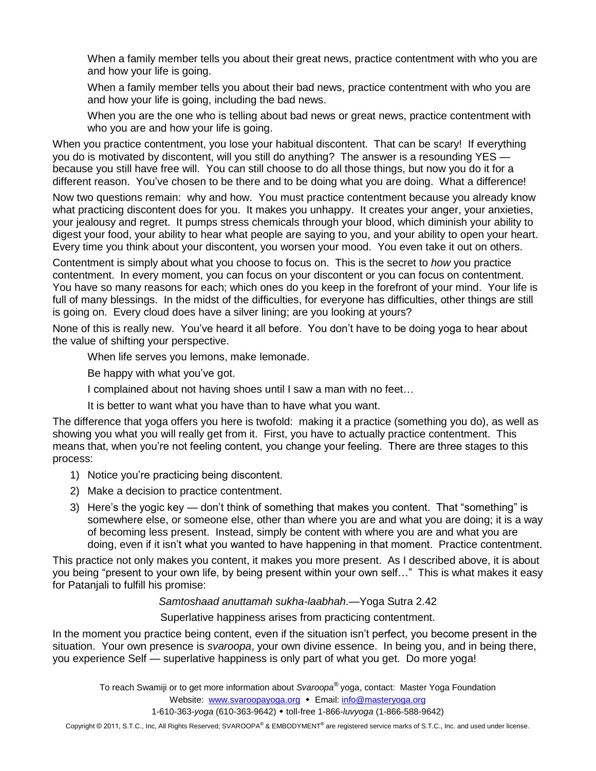When a family member tells you about their great news, practice contentment with who you are and how your life is going.

When a family member tells you about their bad news, practice contentment with who you are and how your life is going, including the bad news.

When you are the one who is telling about bad news or great news, practice contentment with who you are and how your life is going.

When you practice contentment, you lose your habitual discontent. That can be scary! If everything you do is motivated by discontent, will you still do anything? The answer is a resounding YES — because you still have free will. You can still choose to do all those things, but now you do it for a different reason. You've chosen to be there and to be doing what you are doing. What a difference!

Now two questions remain: why and how. You must practice contentment because you already know what practicing discontent does for you. It makes you unhappy. It creates your anger, your anxieties, your jealousy and regret. It pumps stress chemicals through your blood, which diminish your ability to digest your food, your ability to hear what people are saying to you, and your ability to open your heart. Every time you think about your discontent, you worsen your mood. You even take it out on others.

Contentment is simply about what you choose to focus on. This is the secret to *how* you practice contentment. In every moment, you can focus on your discontent or you can focus on contentment. You have so many reasons for each; which ones do you keep in the forefront of your mind. Your life is full of many blessings. In the midst of the difficulties, for everyone has difficulties, other things are still is going on. Every cloud does have a silver lining; are you looking at yours?

None of this is really new. You've heard it all before. You don't have to be doing yoga to hear about the value of shifting your perspective.

When life serves you lemons, make lemonade.

Be happy with what you've got.

I complained about not having shoes until I saw a man with no feet…

It is better to want what you have than to have what you want.

The difference that yoga offers you here is twofold: making it a practice (something you do), as well as showing you what you will really get from it. First, you have to actually practice contentment. This means that, when you're not feeling content, you change your feeling. There are three stages to this process:

1) Notice you're practicing being discontent.
2) Make a decision to practice contentment.
3) Here's the yogic key — don't think of something that makes you content. That "something" is somewhere else, or someone else, other than where you are and what you are doing; it is a way of becoming less present. Instead, simply be content with where you are and what you are doing, even if it isn't what you wanted to have happening in that moment. Practice contentment.

This practice not only makes you content, it makes you more present. As I described above, it is about you being "present to your own life, by being present within your own self…" This is what makes it easy for Patanjali to fulfill his promise:

*Samtoshaad anuttamah sukha-laabhah*.—Yoga Sutra 2.42

Superlative happiness arises from practicing contentment.

In the moment you practice being content, even if the situation isn't perfect, you become present in the situation. Your own presence is *svaroopa*, your own divine essence. In being you, and in being there, you experience Self — superlative happiness is only part of what you get. Do more yoga!

To reach Swamiji or to get more information about *Svaroopa*® yoga, contact: Master Yoga Foundation

Website: www.svaroopayoga.org • Email: info@masteryoga.org

1-610-363-*yoga* (610-363-9642) • toll-free 1-866-*luvyoga* (1-866-588-9642)

Copyright © 2011, S.T.C., Inc, All Rights Reserved; SVAROOPA® & EMBODYMENT® are registered service marks of S.T.C., Inc. and used under license.